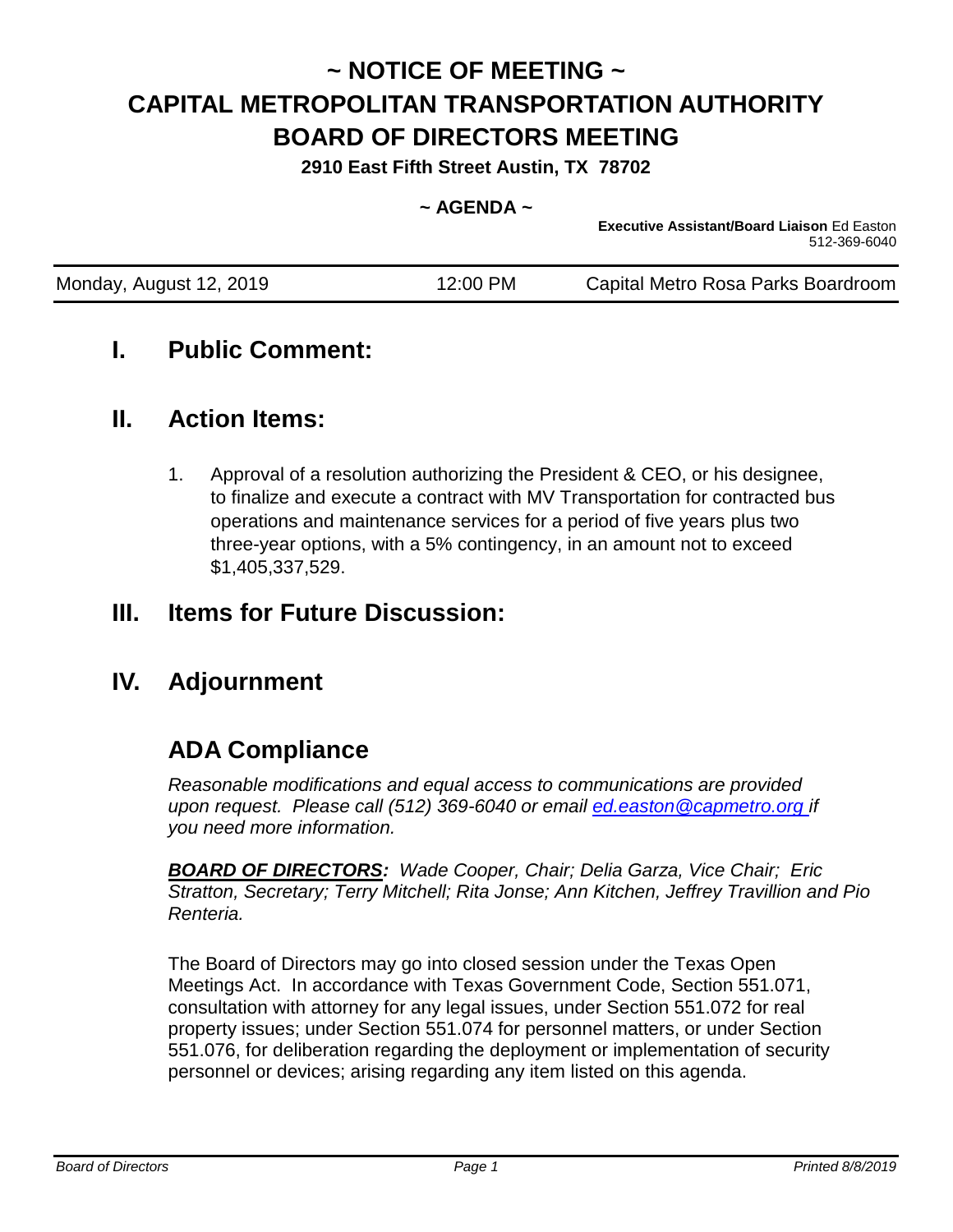# ~ NOTICE OF MEETING ~
# CAPITAL METROPOLITAN TRANSPORTATION AUTHORITY
# BOARD OF DIRECTORS MEETING

**2910 East Fifth Street Austin, TX 78702**

**~ AGENDA ~**

**Executive Assistant/Board Liaison** Ed Easton
512-369-6040

| Monday, August 12, 2019 | 12:00 PM | Capital Metro Rosa Parks Boardroom |
| --- | --- | --- |

## I. Public Comment:

## II. Action Items:

1. Approval of a resolution authorizing the President & CEO, or his designee, to finalize and execute a contract with MV Transportation for contracted bus operations and maintenance services for a period of five years plus two three-year options, with a 5% contingency, in an amount not to exceed $1,405,337,529.

## III. Items for Future Discussion:

## IV. Adjournment

## ADA Compliance

*Reasonable modifications and equal access to communications are provided upon request. Please call (512) 369-6040 or email [ed.easton@capmetro.org](mailto:ed.easton@capmetro.org) if you need more information.*

***BOARD OF DIRECTORS:*** *Wade Cooper, Chair; Delia Garza, Vice Chair; Eric Stratton, Secretary; Terry Mitchell; Rita Jonse; Ann Kitchen, Jeffrey Travillion and Pio Renteria.*

The Board of Directors may go into closed session under the Texas Open Meetings Act. In accordance with Texas Government Code, Section 551.071, consultation with attorney for any legal issues, under Section 551.072 for real property issues; under Section 551.074 for personnel matters, or under Section 551.076, for deliberation regarding the deployment or implementation of security personnel or devices; arising regarding any item listed on this agenda.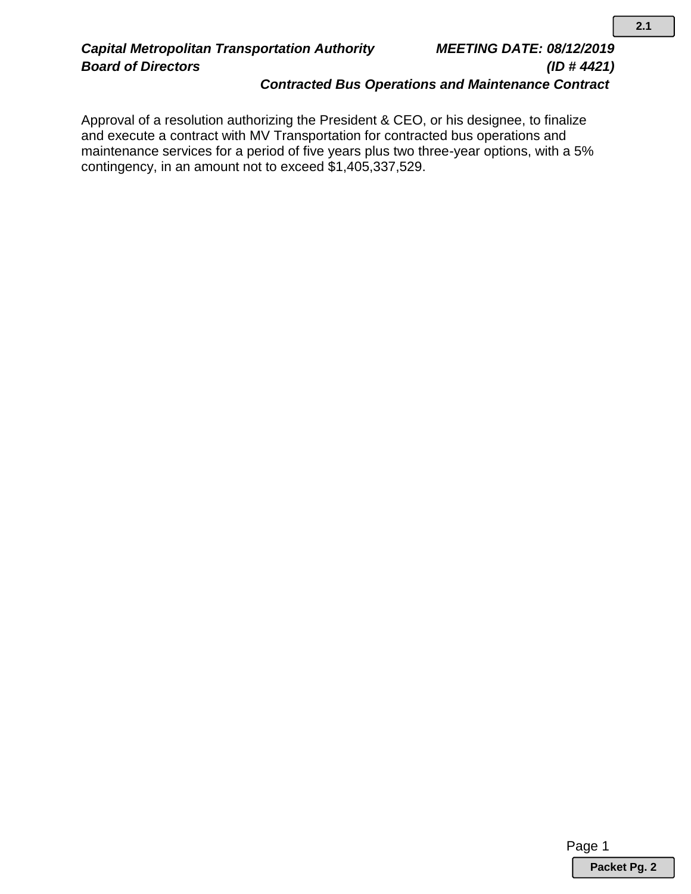***Capital Metropolitan Transportation Authority*** ***MEETING DATE: 08/12/2019***

***Board of Directors*** ***(ID # 4421)***

***Contracted Bus Operations and Maintenance Contract***

Approval of a resolution authorizing the President & CEO, or his designee, to finalize and execute a contract with MV Transportation for contracted bus operations and maintenance services for a period of five years plus two three-year options, with a 5% contingency, in an amount not to exceed $1,405,337,529.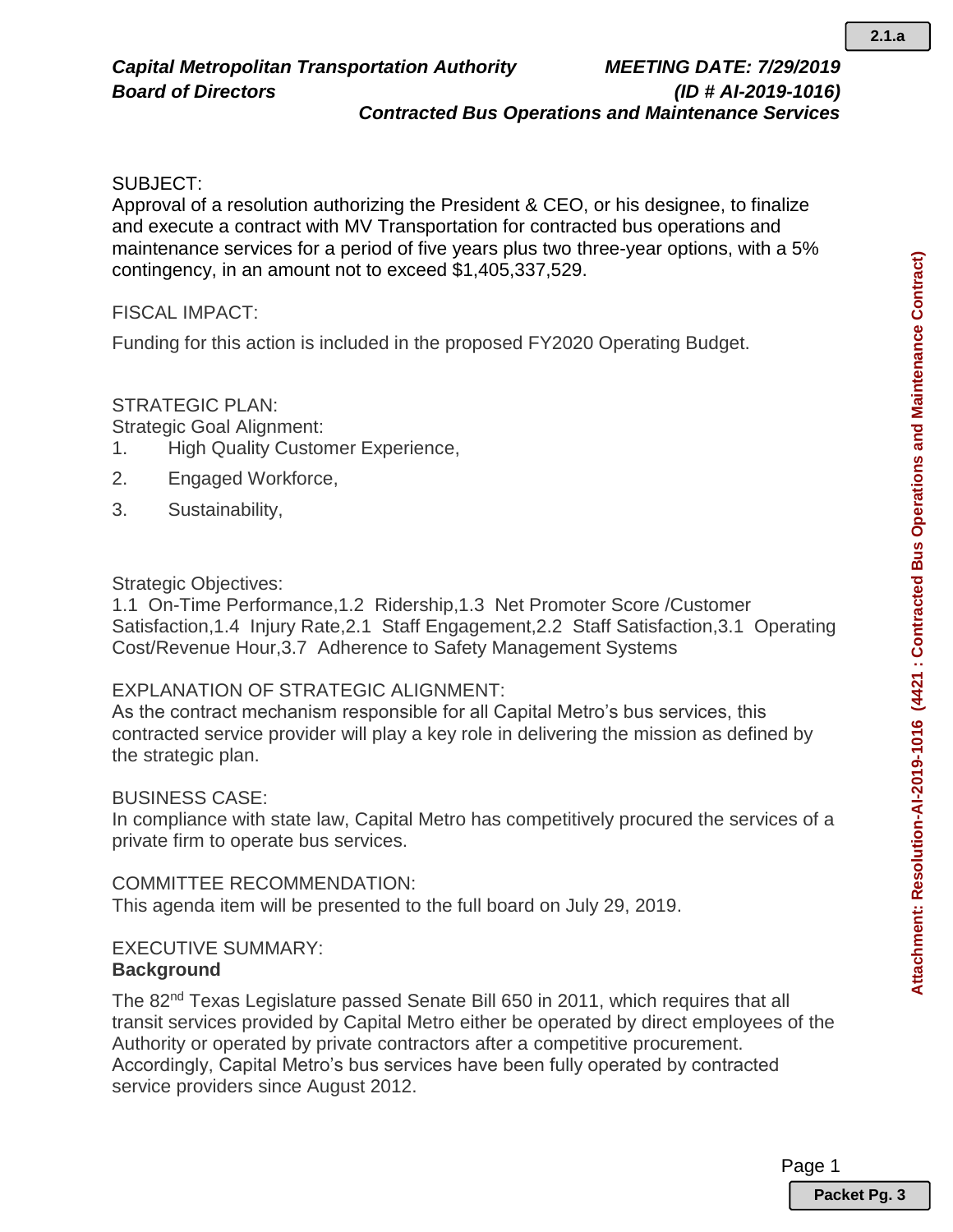***Capital Metropolitan Transportation Authority*** ***MEETING DATE: 7/29/2019***
***Board of Directors*** ***(ID # AI-2019-1016)***
***Contracted Bus Operations and Maintenance Services***

SUBJECT:
Approval of a resolution authorizing the President & CEO, or his designee, to finalize and execute a contract with MV Transportation for contracted bus operations and maintenance services for a period of five years plus two three-year options, with a 5% contingency, in an amount not to exceed $1,405,337,529.

FISCAL IMPACT:

Funding for this action is included in the proposed FY2020 Operating Budget.

STRATEGIC PLAN:
Strategic Goal Alignment:
1. High Quality Customer Experience,
2. Engaged Workforce,
3. Sustainability,

Strategic Objectives:
1.1 On-Time Performance,1.2 Ridership,1.3 Net Promoter Score /Customer Satisfaction,1.4 Injury Rate,2.1 Staff Engagement,2.2 Staff Satisfaction,3.1 Operating Cost/Revenue Hour,3.7 Adherence to Safety Management Systems

EXPLANATION OF STRATEGIC ALIGNMENT:
As the contract mechanism responsible for all Capital Metro's bus services, this contracted service provider will play a key role in delivering the mission as defined by the strategic plan.

BUSINESS CASE:
In compliance with state law, Capital Metro has competitively procured the services of a private firm to operate bus services.

COMMITTEE RECOMMENDATION:
This agenda item will be presented to the full board on July 29, 2019.

EXECUTIVE SUMMARY:
**Background**

The 82nd Texas Legislature passed Senate Bill 650 in 2011, which requires that all transit services provided by Capital Metro either be operated by direct employees of the Authority or operated by private contractors after a competitive procurement. Accordingly, Capital Metro's bus services have been fully operated by contracted service providers since August 2012.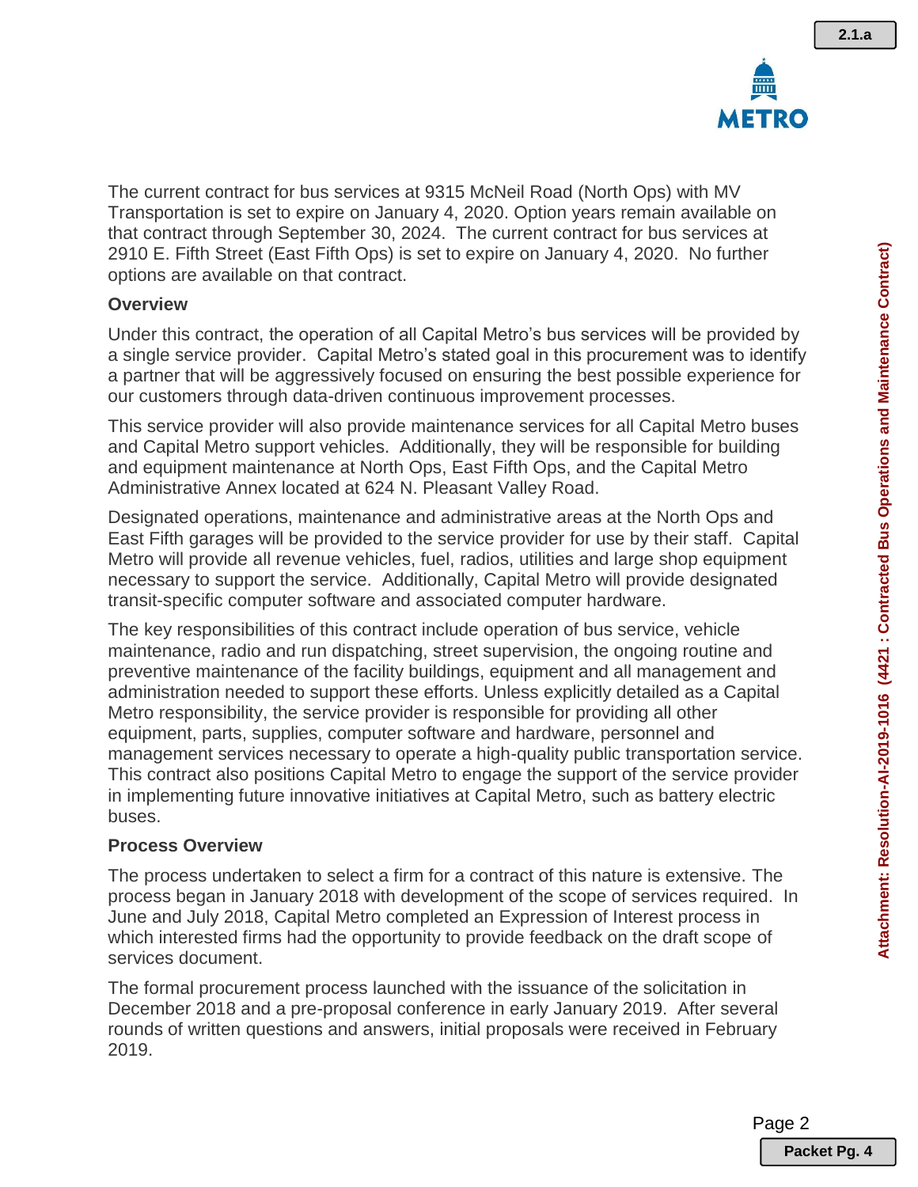The current contract for bus services at 9315 McNeil Road (North Ops) with MV Transportation is set to expire on January 4, 2020. Option years remain available on that contract through September 30, 2024. The current contract for bus services at 2910 E. Fifth Street (East Fifth Ops) is set to expire on January 4, 2020. No further options are available on that contract.

**Overview**

Under this contract, the operation of all Capital Metro's bus services will be provided by a single service provider. Capital Metro's stated goal in this procurement was to identify a partner that will be aggressively focused on ensuring the best possible experience for our customers through data-driven continuous improvement processes.

This service provider will also provide maintenance services for all Capital Metro buses and Capital Metro support vehicles. Additionally, they will be responsible for building and equipment maintenance at North Ops, East Fifth Ops, and the Capital Metro Administrative Annex located at 624 N. Pleasant Valley Road.

Designated operations, maintenance and administrative areas at the North Ops and East Fifth garages will be provided to the service provider for use by their staff. Capital Metro will provide all revenue vehicles, fuel, radios, utilities and large shop equipment necessary to support the service. Additionally, Capital Metro will provide designated transit-specific computer software and associated computer hardware.

The key responsibilities of this contract include operation of bus service, vehicle maintenance, radio and run dispatching, street supervision, the ongoing routine and preventive maintenance of the facility buildings, equipment and all management and administration needed to support these efforts. Unless explicitly detailed as a Capital Metro responsibility, the service provider is responsible for providing all other equipment, parts, supplies, computer software and hardware, personnel and management services necessary to operate a high-quality public transportation service. This contract also positions Capital Metro to engage the support of the service provider in implementing future innovative initiatives at Capital Metro, such as battery electric buses.

**Process Overview**

The process undertaken to select a firm for a contract of this nature is extensive. The process began in January 2018 with development of the scope of services required. In June and July 2018, Capital Metro completed an Expression of Interest process in which interested firms had the opportunity to provide feedback on the draft scope of services document.

The formal procurement process launched with the issuance of the solicitation in December 2018 and a pre-proposal conference in early January 2019. After several rounds of written questions and answers, initial proposals were received in February 2019.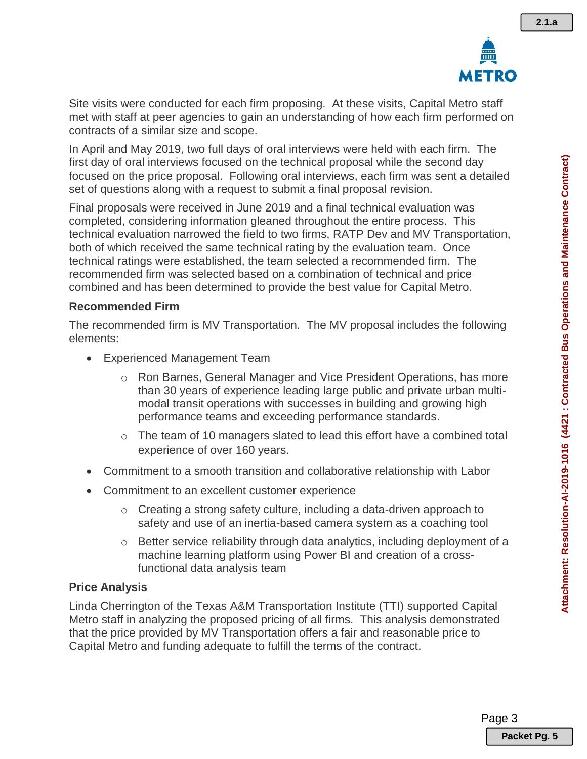Site visits were conducted for each firm proposing. At these visits, Capital Metro staff met with staff at peer agencies to gain an understanding of how each firm performed on contracts of a similar size and scope.

In April and May 2019, two full days of oral interviews were held with each firm. The first day of oral interviews focused on the technical proposal while the second day focused on the price proposal. Following oral interviews, each firm was sent a detailed set of questions along with a request to submit a final proposal revision.

Final proposals were received in June 2019 and a final technical evaluation was completed, considering information gleaned throughout the entire process. This technical evaluation narrowed the field to two firms, RATP Dev and MV Transportation, both of which received the same technical rating by the evaluation team. Once technical ratings were established, the team selected a recommended firm. The recommended firm was selected based on a combination of technical and price combined and has been determined to provide the best value for Capital Metro.

### Recommended Firm

The recommended firm is MV Transportation. The MV proposal includes the following elements:

- Experienced Management Team
  - Ron Barnes, General Manager and Vice President Operations, has more than 30 years of experience leading large public and private urban multi-modal transit operations with successes in building and growing high performance teams and exceeding performance standards.
  - The team of 10 managers slated to lead this effort have a combined total experience of over 160 years.
- Commitment to a smooth transition and collaborative relationship with Labor
- Commitment to an excellent customer experience
  - Creating a strong safety culture, including a data-driven approach to safety and use of an inertia-based camera system as a coaching tool
  - Better service reliability through data analytics, including deployment of a machine learning platform using Power BI and creation of a cross-functional data analysis team

### Price Analysis

Linda Cherrington of the Texas A&M Transportation Institute (TTI) supported Capital Metro staff in analyzing the proposed pricing of all firms. This analysis demonstrated that the price provided by MV Transportation offers a fair and reasonable price to Capital Metro and funding adequate to fulfill the terms of the contract.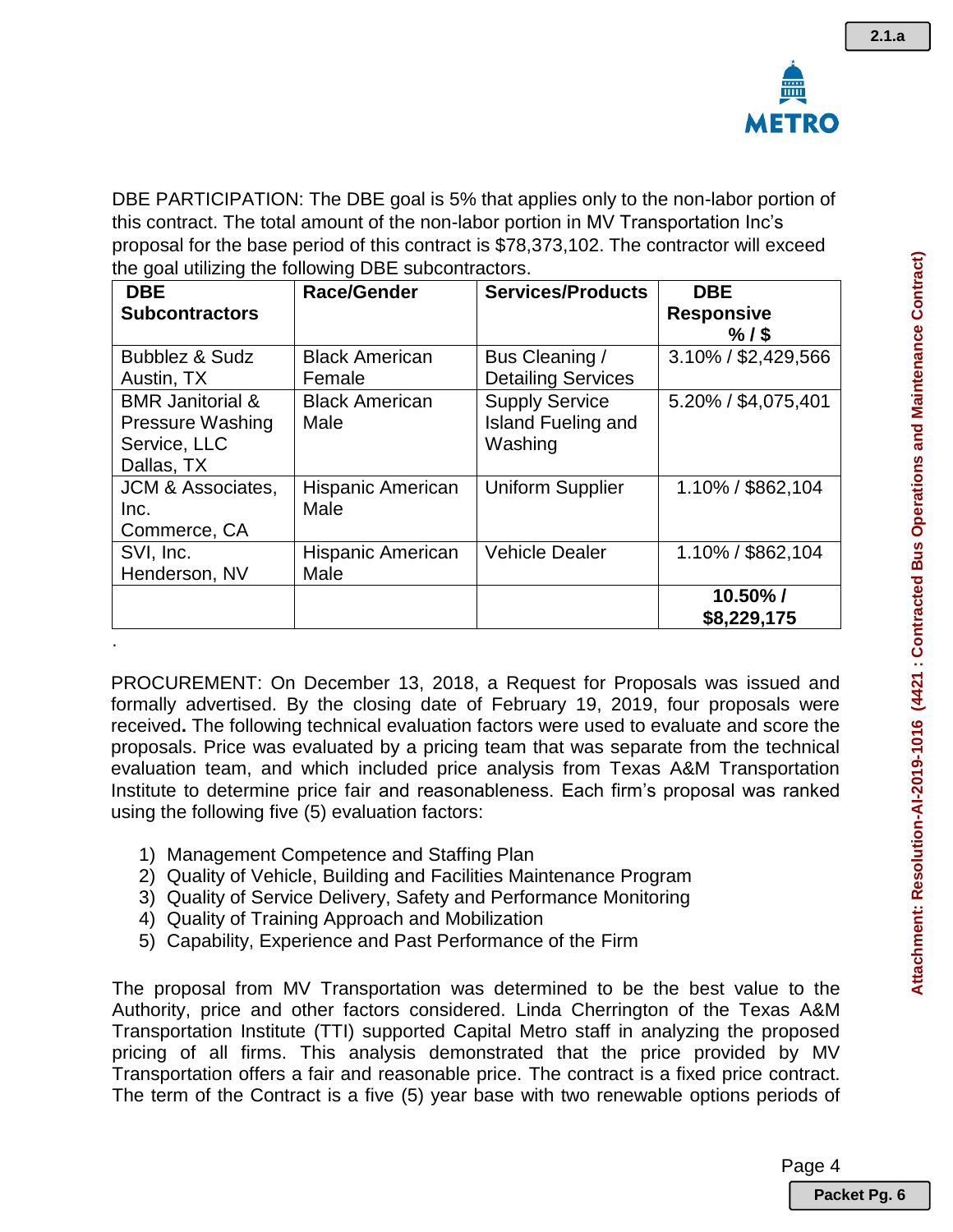DBE PARTICIPATION: The DBE goal is 5% that applies only to the non-labor portion of this contract. The total amount of the non-labor portion in MV Transportation Inc's proposal for the base period of this contract is $78,373,102. The contractor will exceed the goal utilizing the following DBE subcontractors.

| DBE Subcontractors | Race/Gender | Services/Products | DBE Responsive % / $ |
|---|---|---|---|
| Bubblez & Sudz Austin, TX | Black American Female | Bus Cleaning / Detailing Services | 3.10% / $2,429,566 |
| BMR Janitorial & Pressure Washing Service, LLC Dallas, TX | Black American Male | Supply Service Island Fueling and Washing | 5.20% / $4,075,401 |
| JCM & Associates, Inc. Commerce, CA | Hispanic American Male | Uniform Supplier | 1.10% / $862,104 |
| SVI, Inc. Henderson, NV | Hispanic American Male | Vehicle Dealer | 1.10% / $862,104 |
| | | | **10.50% / $8,229,175** |

.

PROCUREMENT: On December 13, 2018, a Request for Proposals was issued and formally advertised. By the closing date of February 19, 2019, four proposals were received**.** The following technical evaluation factors were used to evaluate and score the proposals. Price was evaluated by a pricing team that was separate from the technical evaluation team, and which included price analysis from Texas A&M Transportation Institute to determine price fair and reasonableness. Each firm's proposal was ranked using the following five (5) evaluation factors:

1) Management Competence and Staffing Plan
2) Quality of Vehicle, Building and Facilities Maintenance Program
3) Quality of Service Delivery, Safety and Performance Monitoring
4) Quality of Training Approach and Mobilization
5) Capability, Experience and Past Performance of the Firm

The proposal from MV Transportation was determined to be the best value to the Authority, price and other factors considered. Linda Cherrington of the Texas A&M Transportation Institute (TTI) supported Capital Metro staff in analyzing the proposed pricing of all firms. This analysis demonstrated that the price provided by MV Transportation offers a fair and reasonable price. The contract is a fixed price contract. The term of the Contract is a five (5) year base with two renewable options periods of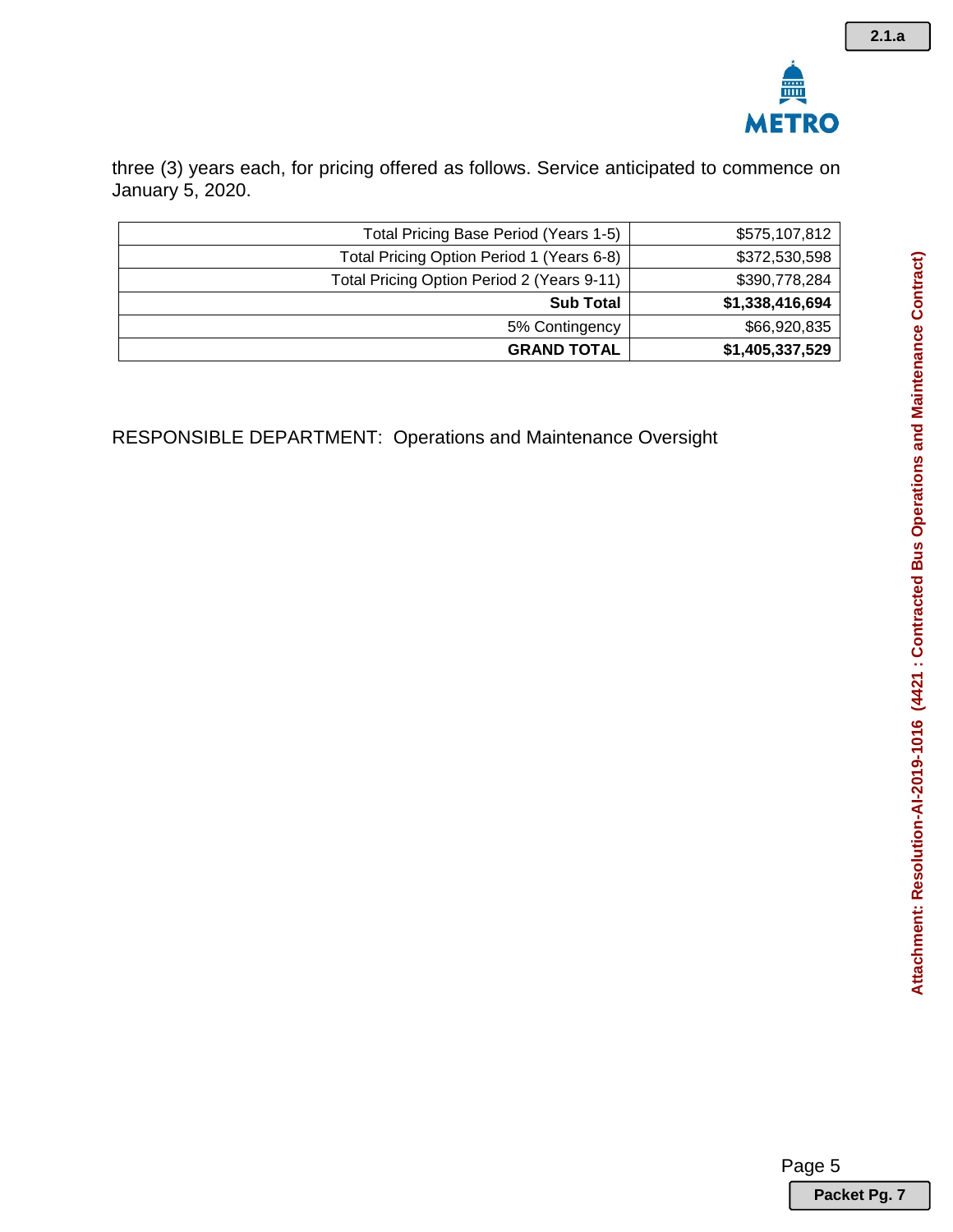three (3) years each, for pricing offered as follows. Service anticipated to commence on January 5, 2020.

| | |
|---|---|
| Total Pricing Base Period (Years 1-5) | $575,107,812 |
| Total Pricing Option Period 1 (Years 6-8) | $372,530,598 |
| Total Pricing Option Period 2 (Years 9-11) | $390,778,284 |
| **Sub Total** | **$1,338,416,694** |
| 5% Contingency | $66,920,835 |
| **GRAND TOTAL** | **$1,405,337,529** |

RESPONSIBLE DEPARTMENT: Operations and Maintenance Oversight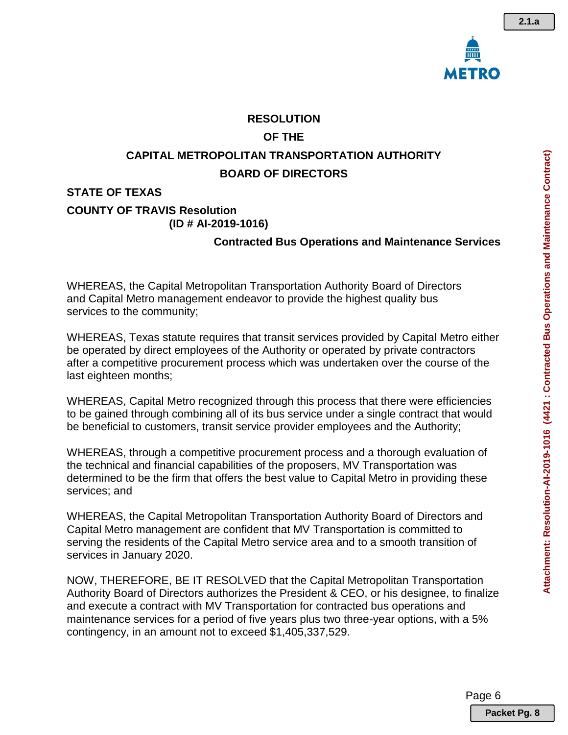# RESOLUTION
# OF THE
# CAPITAL METROPOLITAN TRANSPORTATION AUTHORITY
# BOARD OF DIRECTORS

**STATE OF TEXAS**

**COUNTY OF TRAVIS Resolution**
**(ID # AI-2019-1016)**

**Contracted Bus Operations and Maintenance Services**

WHEREAS, the Capital Metropolitan Transportation Authority Board of Directors and Capital Metro management endeavor to provide the highest quality bus services to the community;

WHEREAS, Texas statute requires that transit services provided by Capital Metro either be operated by direct employees of the Authority or operated by private contractors after a competitive procurement process which was undertaken over the course of the last eighteen months;

WHEREAS, Capital Metro recognized through this process that there were efficiencies to be gained through combining all of its bus service under a single contract that would be beneficial to customers, transit service provider employees and the Authority;

WHEREAS, through a competitive procurement process and a thorough evaluation of the technical and financial capabilities of the proposers, MV Transportation was determined to be the firm that offers the best value to Capital Metro in providing these services; and

WHEREAS, the Capital Metropolitan Transportation Authority Board of Directors and Capital Metro management are confident that MV Transportation is committed to serving the residents of the Capital Metro service area and to a smooth transition of services in January 2020.

NOW, THEREFORE, BE IT RESOLVED that the Capital Metropolitan Transportation Authority Board of Directors authorizes the President & CEO, or his designee, to finalize and execute a contract with MV Transportation for contracted bus operations and maintenance services for a period of five years plus two three-year options, with a 5% contingency, in an amount not to exceed $1,405,337,529.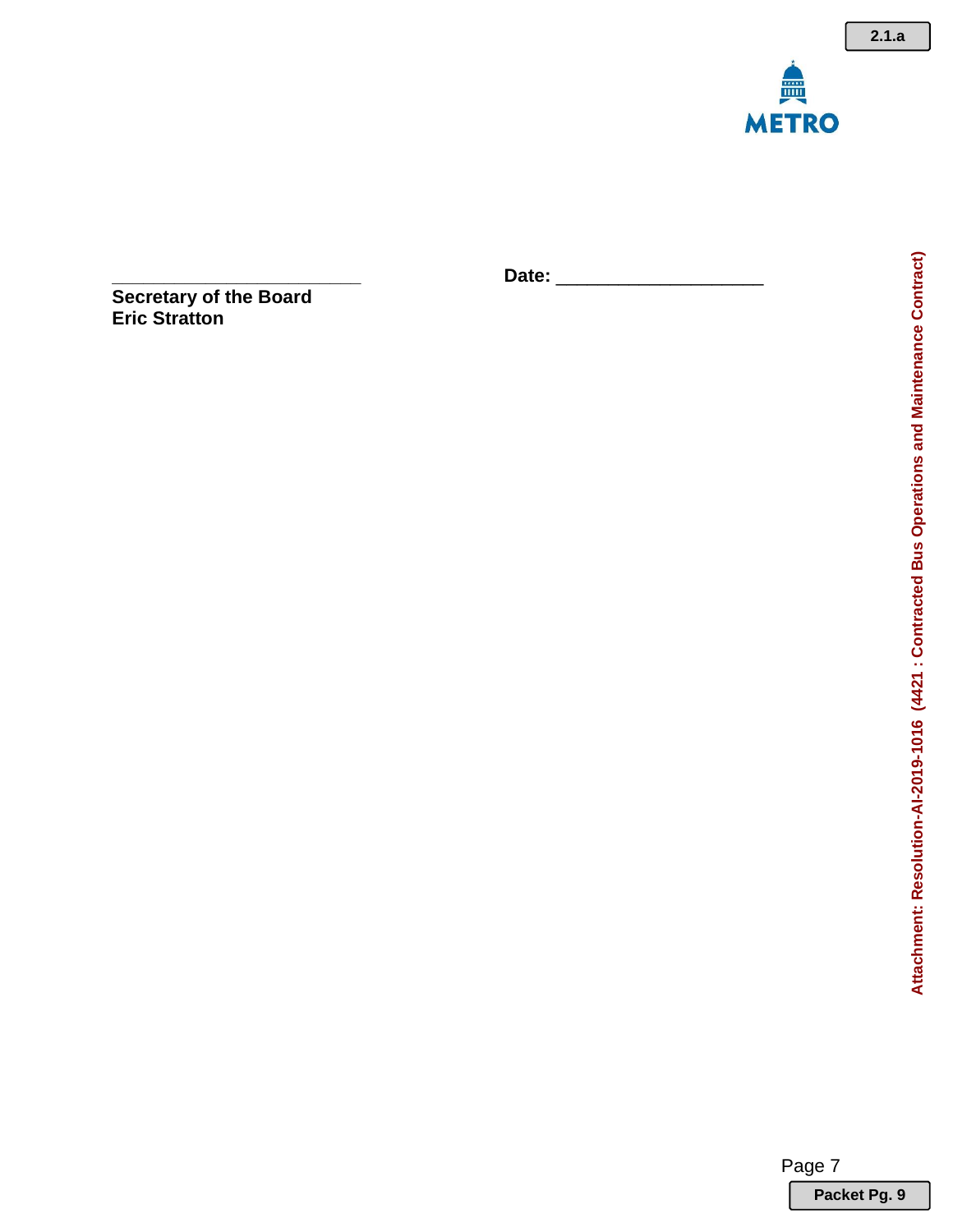METRO

_________________________ Date: ____________________

**Secretary of the Board**
**Eric Stratton**